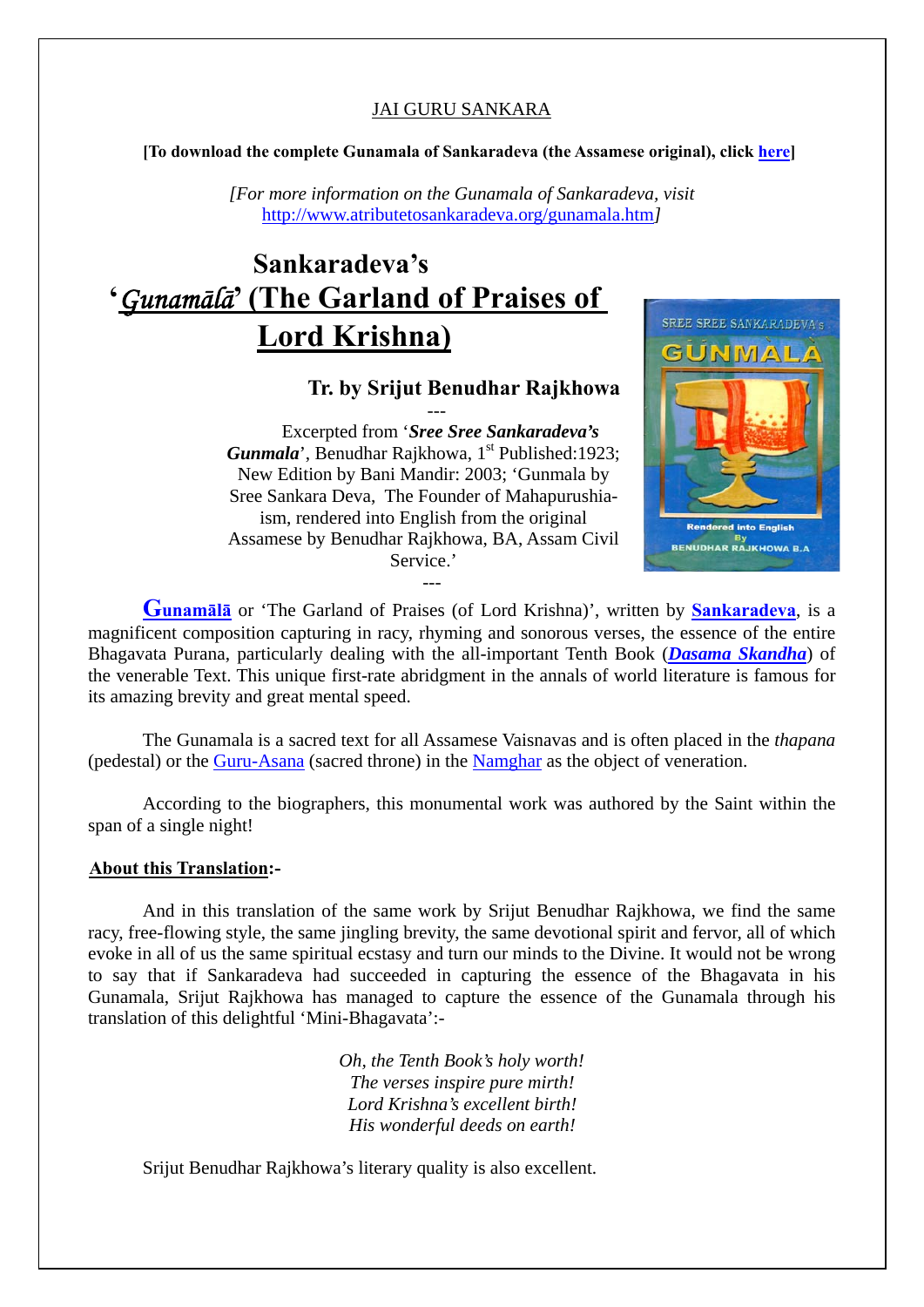JAI GURU SANKARA

**[To download the complete Gunamala of Sankaradeva (the Assamese original), click here]**

*[For more information on the Gunamala of Sankaradeva, visit http://www.atributetosankaradeva.org/gunamala.htm]*

# Sankaradeva's '*Gunamālā*' (The Garland of Praises of Lord Krishna)

### Tr. by Srijut Benudhar Rajkhowa

---

Excerpted from '***Sree Sree Sankaradeva's Gunmala***', Benudhar Rajkhowa, 1st Published:1923; New Edition by Bani Mandir: 2003; 'Gunmala by Sree Sankara Deva, The Founder of Mahapurushia-ism, rendered into English from the original Assamese by Benudhar Rajkhowa, BA, Assam Civil Service.'

---

**Gunamālā** or 'The Garland of Praises (of Lord Krishna)', written by **Sankaradeva**, is a magnificent composition capturing in racy, rhyming and sonorous verses, the essence of the entire Bhagavata Purana, particularly dealing with the all-important Tenth Book (***Dasama Skandha***) of the venerable Text. This unique first-rate abridgment in the annals of world literature is famous for its amazing brevity and great mental speed.

The Gunamala is a sacred text for all Assamese Vaisnavas and is often placed in the *thapana* (pedestal) or the Guru-Asana (sacred throne) in the Namghar as the object of veneration.

According to the biographers, this monumental work was authored by the Saint within the span of a single night!

**About this Translation:-**

And in this translation of the same work by Srijut Benudhar Rajkhowa, we find the same racy, free-flowing style, the same jingling brevity, the same devotional spirit and fervor, all of which evoke in all of us the same spiritual ecstasy and turn our minds to the Divine. It would not be wrong to say that if Sankaradeva had succeeded in capturing the essence of the Bhagavata in his Gunamala, Srijut Rajkhowa has managed to capture the essence of the Gunamala through his translation of this delightful 'Mini-Bhagavata':-

*Oh, the Tenth Book's holy worth!*
*The verses inspire pure mirth!*
*Lord Krishna's excellent birth!*
*His wonderful deeds on earth!*

Srijut Benudhar Rajkhowa's literary quality is also excellent.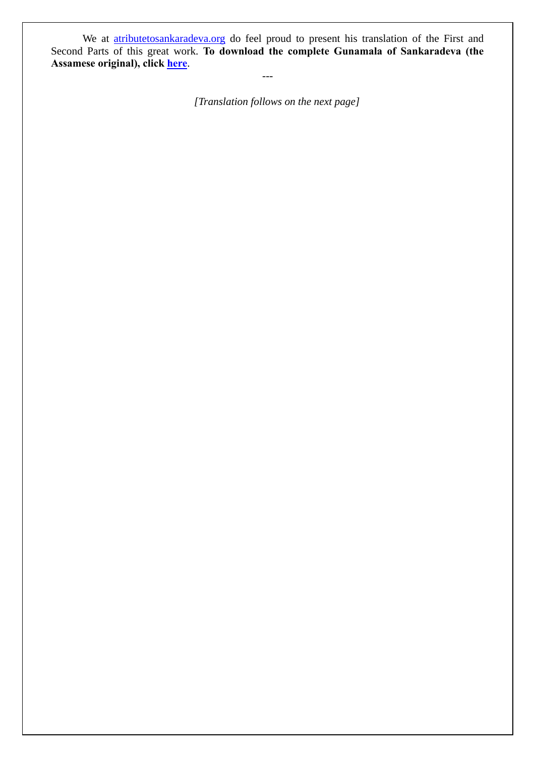We at atributetosankaradeva.org do feel proud to present his translation of the First and Second Parts of this great work. **To download the complete Gunamala of Sankaradeva (the Assamese original), click here**.

---

*[Translation follows on the next page]*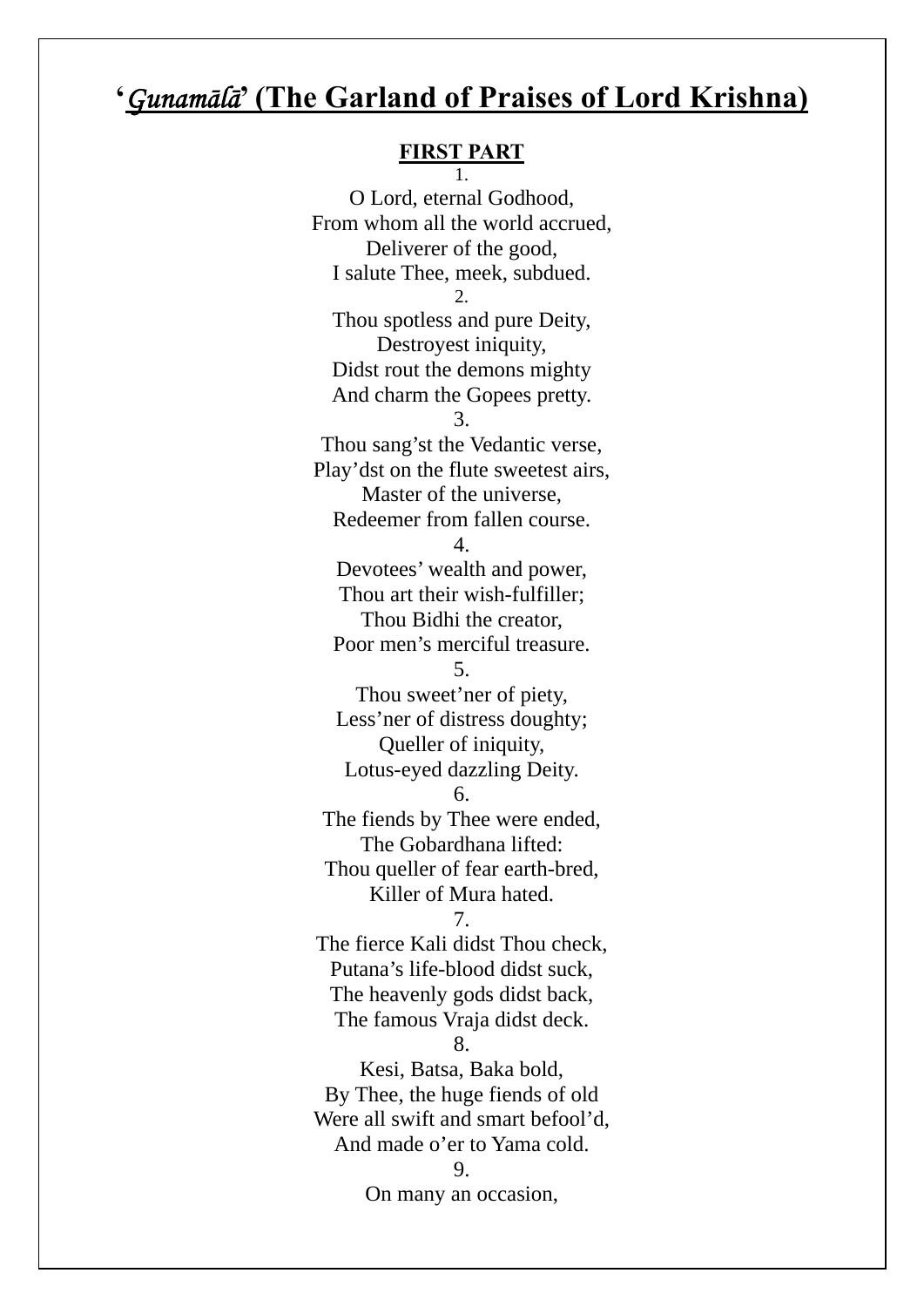# ‘*Gunamālā*’ (The Garland of Praises of Lord Krishna)

**FIRST PART**

1.

O Lord, eternal Godhood,
From whom all the world accrued,
Deliverer of the good,
I salute Thee, meek, subdued.

2.

Thou spotless and pure Deity,
Destroyest iniquity,
Didst rout the demons mighty
And charm the Gopees pretty.

3.

Thou sang’st the Vedantic verse,
Play’dst on the flute sweetest airs,
Master of the universe,
Redeemer from fallen course.

4.

Devotees’ wealth and power,
Thou art their wish-fulfiller;
Thou Bidhi the creator,
Poor men’s merciful treasure.

5.

Thou sweet’ner of piety,
Less’ner of distress doughty;
Queller of iniquity,
Lotus-eyed dazzling Deity.

6.

The fiends by Thee were ended,
The Gobardhana lifted:
Thou queller of fear earth-bred,
Killer of Mura hated.

7.

The fierce Kali didst Thou check,
Putana’s life-blood didst suck,
The heavenly gods didst back,
The famous Vraja didst deck.

8.

Kesi, Batsa, Baka bold,
By Thee, the huge fiends of old
Were all swift and smart befool’d,
And made o’er to Yama cold.

9.

On many an occasion,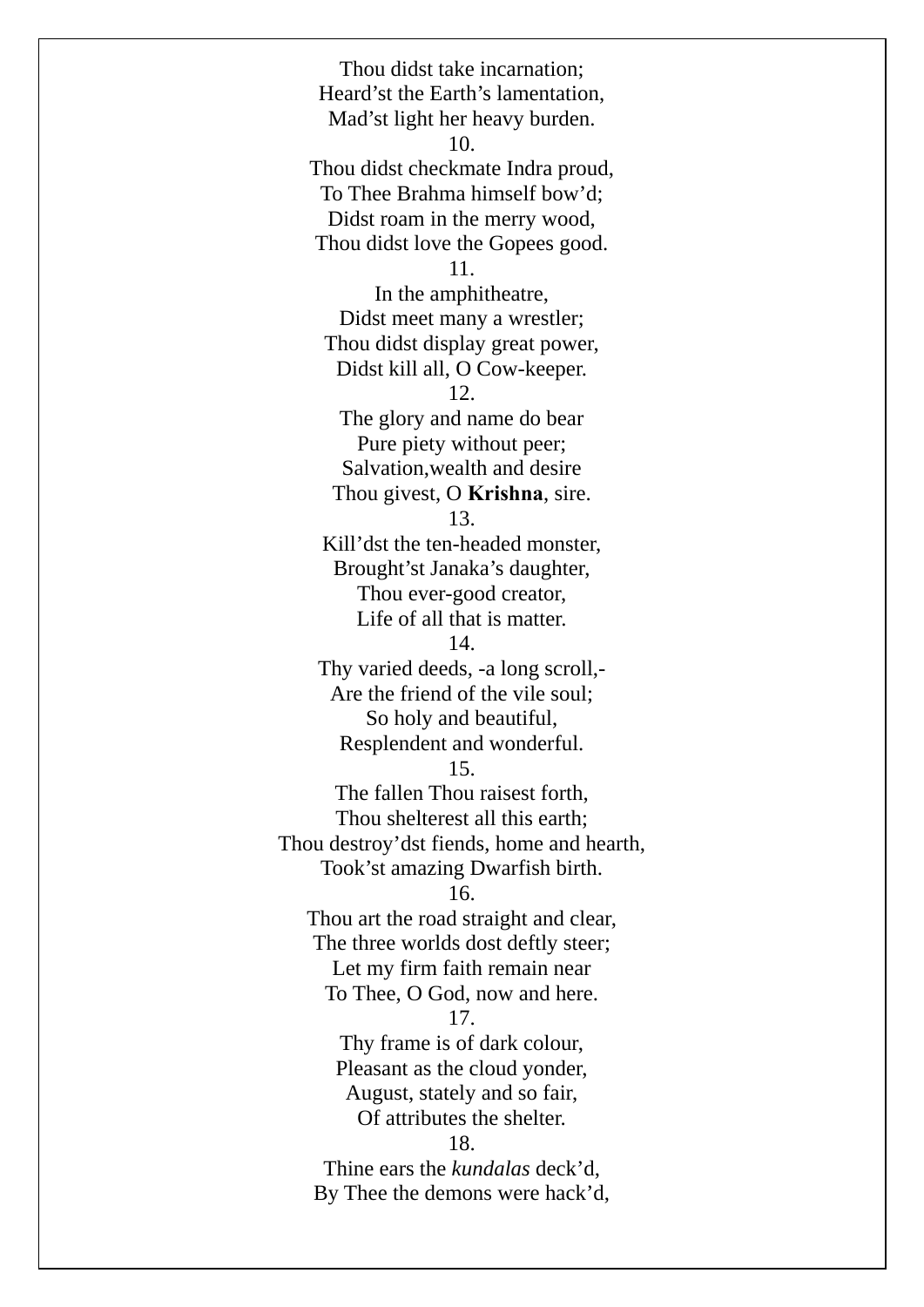Thou didst take incarnation;  
Heard'st the Earth's lamentation,  
Mad'st light her heavy burden.

10.

Thou didst checkmate Indra proud,  
To Thee Brahma himself bow'd;  
Didst roam in the merry wood,  
Thou didst love the Gopees good.

11.

In the amphitheatre,  
Didst meet many a wrestler;  
Thou didst display great power,  
Didst kill all, O Cow-keeper.

12.

The glory and name do bear  
Pure piety without peer;  
Salvation,wealth and desire  
Thou givest, O **Krishna**, sire.

13.

Kill'dst the ten-headed monster,  
Brought'st Janaka's daughter,  
Thou ever-good creator,  
Life of all that is matter.

14.

Thy varied deeds, -a long scroll,-  
Are the friend of the vile soul;  
So holy and beautiful,  
Resplendent and wonderful.

15.

The fallen Thou raisest forth,  
Thou shelterest all this earth;  
Thou destroy'dst fiends, home and hearth,  
Took'st amazing Dwarfish birth.

16.

Thou art the road straight and clear,  
The three worlds dost deftly steer;  
Let my firm faith remain near  
To Thee, O God, now and here.

17.

Thy frame is of dark colour,  
Pleasant as the cloud yonder,  
August, stately and so fair,  
Of attributes the shelter.

18.

Thine ears the *kundalas* deck'd,  
By Thee the demons were hack'd,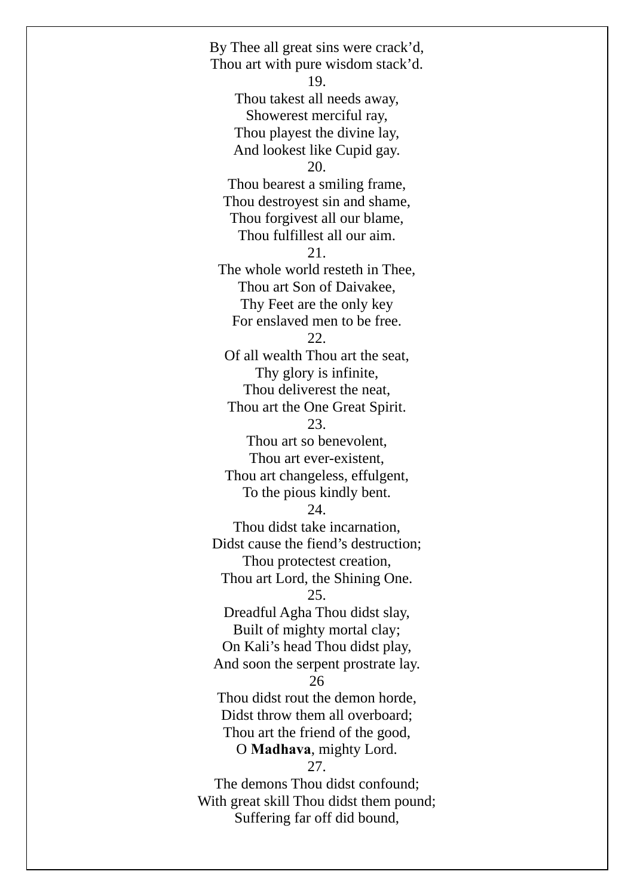By Thee all great sins were crack'd,
Thou art with pure wisdom stack'd.

19.

Thou takest all needs away,
Showerest merciful ray,
Thou playest the divine lay,
And lookest like Cupid gay.

20.

Thou bearest a smiling frame,
Thou destroyest sin and shame,
Thou forgivest all our blame,
Thou fulfillest all our aim.

21.

The whole world resteth in Thee,
Thou art Son of Daivakee,
Thy Feet are the only key
For enslaved men to be free.

22.

Of all wealth Thou art the seat,
Thy glory is infinite,
Thou deliverest the neat,
Thou art the One Great Spirit.

23.

Thou art so benevolent,
Thou art ever-existent,
Thou art changeless, effulgent,
To the pious kindly bent.

24.

Thou didst take incarnation,
Didst cause the fiend's destruction;
Thou protectest creation,
Thou art Lord, the Shining One.

25.

Dreadful Agha Thou didst slay,
Built of mighty mortal clay;
On Kali's head Thou didst play,
And soon the serpent prostrate lay.

26

Thou didst rout the demon horde,
Didst throw them all overboard;
Thou art the friend of the good,
O **Madhava**, mighty Lord.

27.

The demons Thou didst confound;
With great skill Thou didst them pound;
Suffering far off did bound,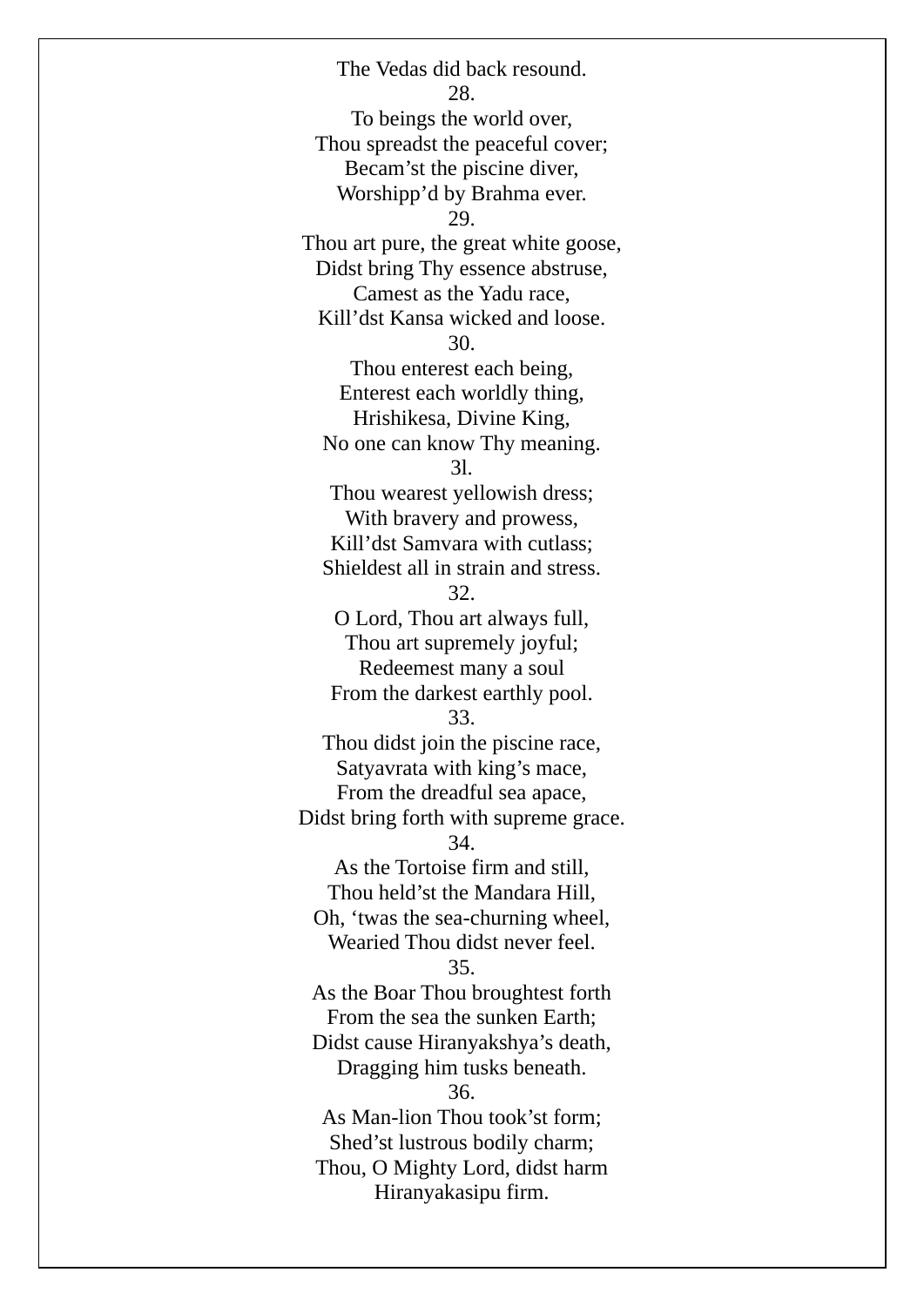The Vedas did back resound.

28.

To beings the world over,
Thou spreadst the peaceful cover;
Becam'st the piscine diver,
Worshipp'd by Brahma ever.

29.

Thou art pure, the great white goose,
Didst bring Thy essence abstruse,
Camest as the Yadu race,
Kill'dst Kansa wicked and loose.

30.

Thou enterest each being,
Enterest each worldly thing,
Hrishikesa, Divine King,
No one can know Thy meaning.

3l.

Thou wearest yellowish dress;
With bravery and prowess,
Kill'dst Samvara with cutlass;
Shieldest all in strain and stress.

32.

O Lord, Thou art always full,
Thou art supremely joyful;
Redeemest many a soul
From the darkest earthly pool.

33.

Thou didst join the piscine race,
Satyavrata with king's mace,
From the dreadful sea apace,
Didst bring forth with supreme grace.

34.

As the Tortoise firm and still,
Thou held'st the Mandara Hill,
Oh, 'twas the sea-churning wheel,
Wearied Thou didst never feel.

35.

As the Boar Thou broughtest forth
From the sea the sunken Earth;
Didst cause Hiranyakshya's death,
Dragging him tusks beneath.

36.

As Man-lion Thou took'st form;
Shed'st lustrous bodily charm;
Thou, O Mighty Lord, didst harm
Hiranyakasipu firm.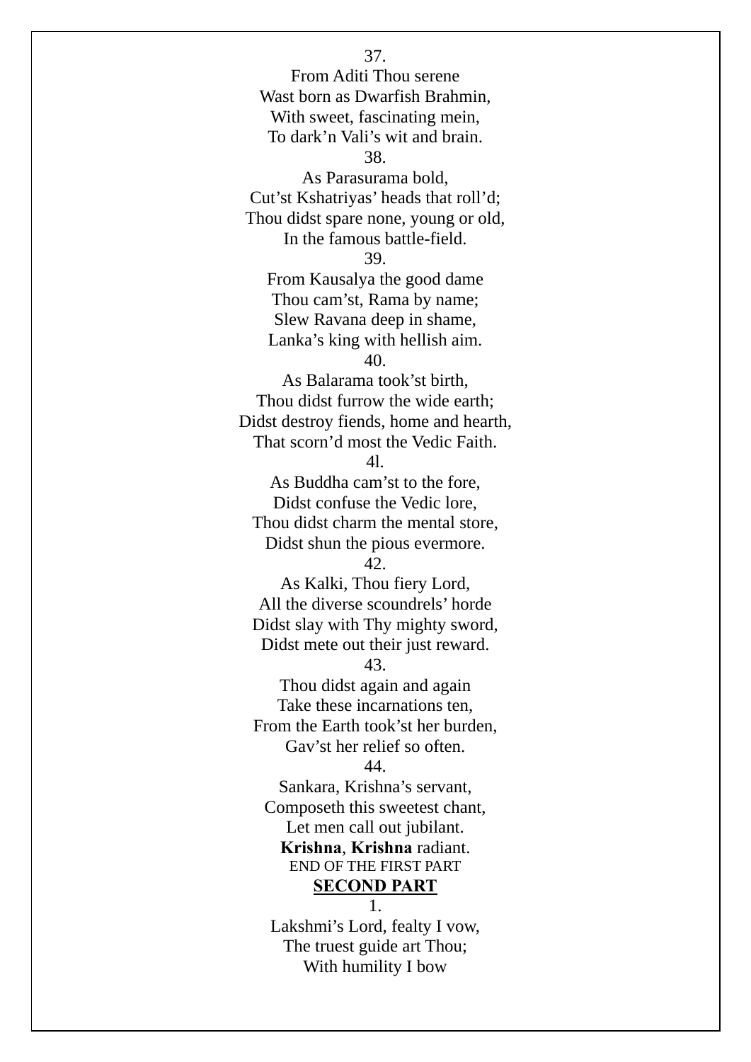37.
From Aditi Thou serene
Wast born as Dwarfish Brahmin,
With sweet, fascinating mein,
To dark'n Vali's wit and brain.

38.
As Parasurama bold,
Cut'st Kshatriyas' heads that roll'd;
Thou didst spare none, young or old,
In the famous battle-field.

39.
From Kausalya the good dame
Thou cam'st, Rama by name;
Slew Ravana deep in shame,
Lanka's king with hellish aim.

40.
As Balarama took'st birth,
Thou didst furrow the wide earth;
Didst destroy fiends, home and hearth,
That scorn'd most the Vedic Faith.

4l.
As Buddha cam'st to the fore,
Didst confuse the Vedic lore,
Thou didst charm the mental store,
Didst shun the pious evermore.

42.
As Kalki, Thou fiery Lord,
All the diverse scoundrels' horde
Didst slay with Thy mighty sword,
Didst mete out their just reward.

43.
Thou didst again and again
Take these incarnations ten,
From the Earth took'st her burden,
Gav'st her relief so often.

44.
Sankara, Krishna's servant,
Composeth this sweetest chant,
Let men call out jubilant.
**Krishna**, **Krishna** radiant.

END OF THE FIRST PART

## SECOND PART

1.
Lakshmi's Lord, fealty I vow,
The truest guide art Thou;
With humility I bow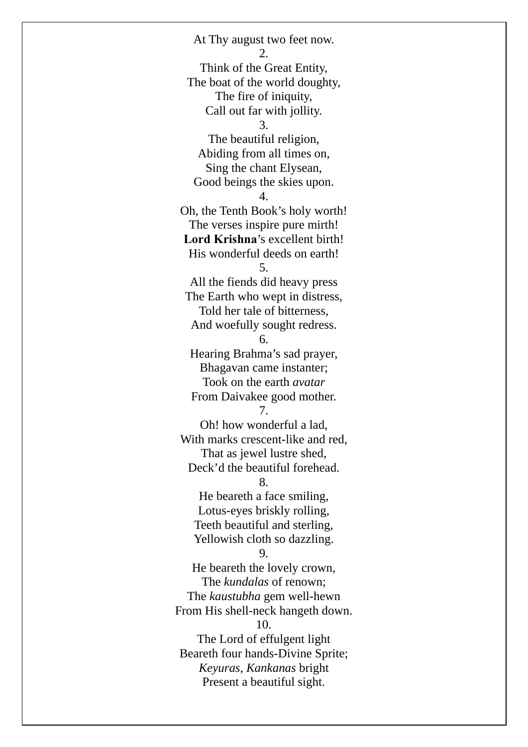At Thy august two feet now.

2.

Think of the Great Entity,  
The boat of the world doughty,  
The fire of iniquity,  
Call out far with jollity.

3.

The beautiful religion,  
Abiding from all times on,  
Sing the chant Elysean,  
Good beings the skies upon.

4.

Oh, the Tenth Book's holy worth!  
The verses inspire pure mirth!  
**Lord Krishna**'s excellent birth!  
His wonderful deeds on earth!

5.

All the fiends did heavy press  
The Earth who wept in distress,  
Told her tale of bitterness,  
And woefully sought redress.

6.

Hearing Brahma's sad prayer,  
Bhagavan came instanter;  
Took on the earth *avatar*  
From Daivakee good mother.

7.

Oh! how wonderful a lad,  
With marks crescent-like and red,  
That as jewel lustre shed,  
Deck'd the beautiful forehead.

8.

He beareth a face smiling,  
Lotus-eyes briskly rolling,  
Teeth beautiful and sterling,  
Yellowish cloth so dazzling.

9.

He beareth the lovely crown,  
The *kundalas* of renown;  
The *kaustubha* gem well-hewn  
From His shell-neck hangeth down.

10.

The Lord of effulgent light  
Beareth four hands-Divine Sprite;  
*Keyuras, Kankanas* bright  
Present a beautiful sight.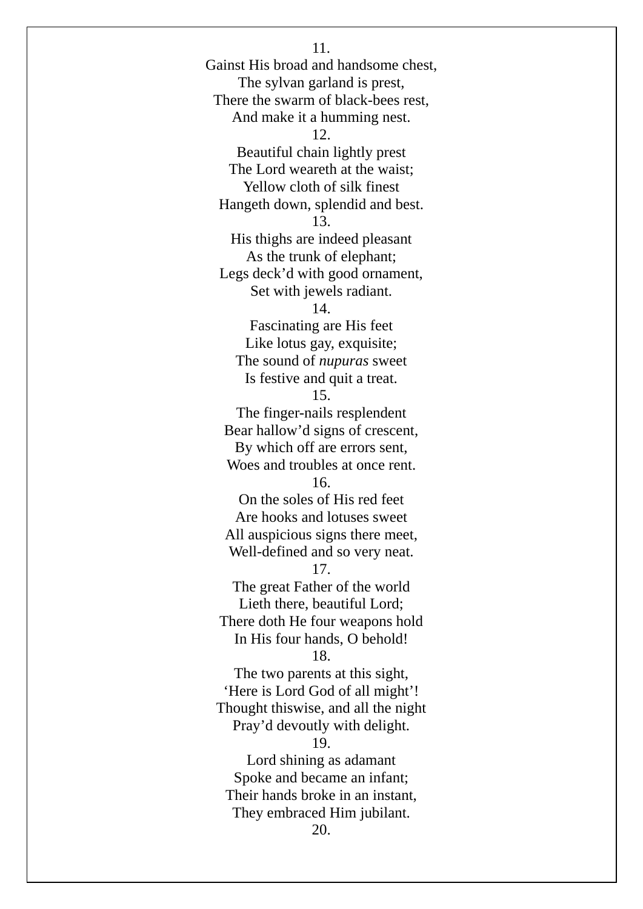11.  
Gainst His broad and handsome chest,  
The sylvan garland is prest,  
There the swarm of black-bees rest,  
And make it a humming nest.

12.  
Beautiful chain lightly prest  
The Lord weareth at the waist;  
Yellow cloth of silk finest  
Hangeth down, splendid and best.

13.  
His thighs are indeed pleasant  
As the trunk of elephant;  
Legs deck'd with good ornament,  
Set with jewels radiant.

14.  
Fascinating are His feet  
Like lotus gay, exquisite;  
The sound of *nupuras* sweet  
Is festive and quit a treat.

15.  
The finger-nails resplendent  
Bear hallow'd signs of crescent,  
By which off are errors sent,  
Woes and troubles at once rent.

16.  
On the soles of His red feet  
Are hooks and lotuses sweet  
All auspicious signs there meet,  
Well-defined and so very neat.

17.  
The great Father of the world  
Lieth there, beautiful Lord;  
There doth He four weapons hold  
In His four hands, O behold!

18.  
The two parents at this sight,  
'Here is Lord God of all might'!  
Thought thiswise, and all the night  
Pray'd devoutly with delight.

19.  
Lord shining as adamant  
Spoke and became an infant;  
Their hands broke in an instant,  
They embraced Him jubilant.

20.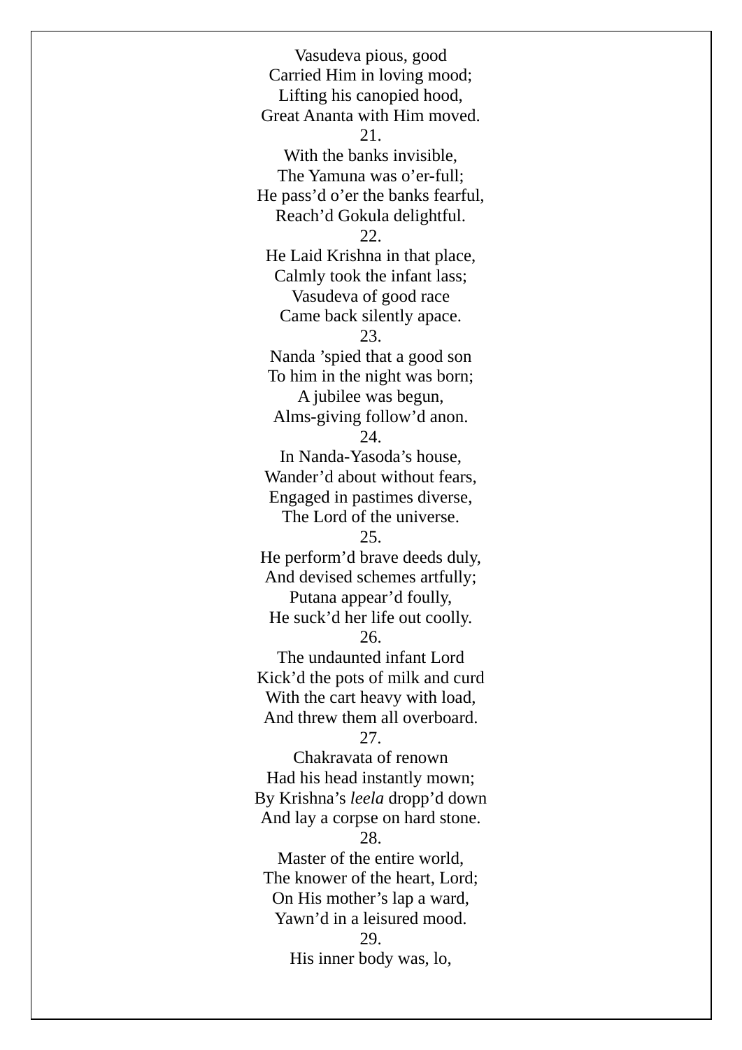Vasudeva pious, good  
Carried Him in loving mood;  
Lifting his canopied hood,  
Great Ananta with Him moved.

21.

With the banks invisible,  
The Yamuna was o'er-full;  
He pass'd o'er the banks fearful,  
Reach'd Gokula delightful.

22.

He Laid Krishna in that place,  
Calmly took the infant lass;  
Vasudeva of good race  
Came back silently apace.

23.

Nanda 'spied that a good son  
To him in the night was born;  
A jubilee was begun,  
Alms-giving follow'd anon.

24.

In Nanda-Yasoda's house,  
Wander'd about without fears,  
Engaged in pastimes diverse,  
The Lord of the universe.

25.

He perform'd brave deeds duly,  
And devised schemes artfully;  
Putana appear'd foully,  
He suck'd her life out coolly.

26.

The undaunted infant Lord  
Kick'd the pots of milk and curd  
With the cart heavy with load,  
And threw them all overboard.

27.

Chakravata of renown  
Had his head instantly mown;  
By Krishna's *leela* dropp'd down  
And lay a corpse on hard stone.

28.

Master of the entire world,  
The knower of the heart, Lord;  
On His mother's lap a ward,  
Yawn'd in a leisured mood.

29.

His inner body was, lo,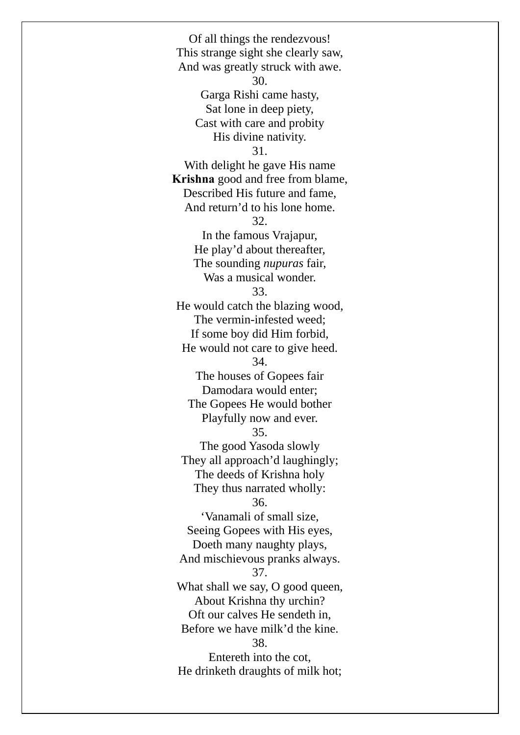Of all things the rendezvous!
This strange sight she clearly saw,
And was greatly struck with awe.

30.

Garga Rishi came hasty,
Sat lone in deep piety,
Cast with care and probity
His divine nativity.

31.

With delight he gave His name
**Krishna** good and free from blame,
Described His future and fame,
And return'd to his lone home.

32.

In the famous Vrajapur,
He play'd about thereafter,
The sounding *nupuras* fair,
Was a musical wonder.

33.

He would catch the blazing wood,
The vermin-infested weed;
If some boy did Him forbid,
He would not care to give heed.

34.

The houses of Gopees fair
Damodara would enter;
The Gopees He would bother
Playfully now and ever.

35.

The good Yasoda slowly
They all approach'd laughingly;
The deeds of Krishna holy
They thus narrated wholly:

36.

'Vanamali of small size,
Seeing Gopees with His eyes,
Doeth many naughty plays,
And mischievous pranks always.

37.

What shall we say, O good queen,
About Krishna thy urchin?
Oft our calves He sendeth in,
Before we have milk'd the kine.

38.

Entereth into the cot,
He drinketh draughts of milk hot;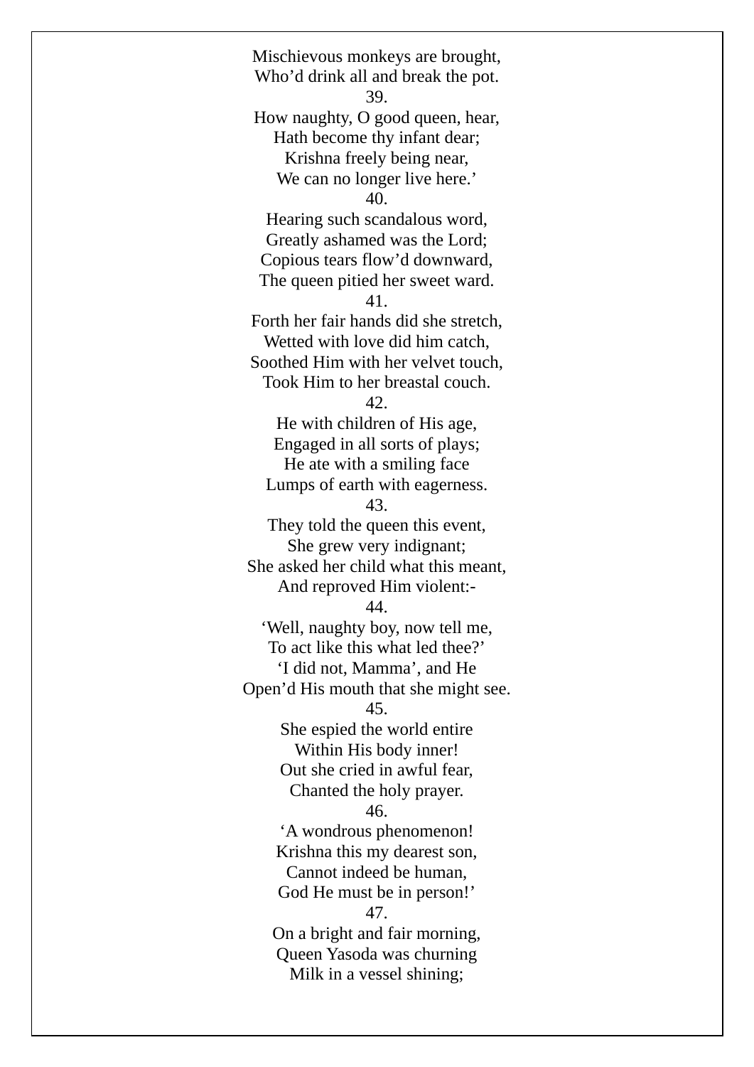Mischievous monkeys are brought,
Who'd drink all and break the pot.

39.

How naughty, O good queen, hear,
Hath become thy infant dear;
Krishna freely being near,
We can no longer live here.'

40.

Hearing such scandalous word,
Greatly ashamed was the Lord;
Copious tears flow'd downward,
The queen pitied her sweet ward.

41.

Forth her fair hands did she stretch,
Wetted with love did him catch,
Soothed Him with her velvet touch,
Took Him to her breastal couch.

42.

He with children of His age,
Engaged in all sorts of plays;
He ate with a smiling face
Lumps of earth with eagerness.

43.

They told the queen this event,
She grew very indignant;
She asked her child what this meant,
And reproved Him violent:-

44.

'Well, naughty boy, now tell me,
To act like this what led thee?'
'I did not, Mamma', and He
Open'd His mouth that she might see.

45.

She espied the world entire
Within His body inner!
Out she cried in awful fear,
Chanted the holy prayer.

46.

'A wondrous phenomenon!
Krishna this my dearest son,
Cannot indeed be human,
God He must be in person!'

47.

On a bright and fair morning,
Queen Yasoda was churning
Milk in a vessel shining;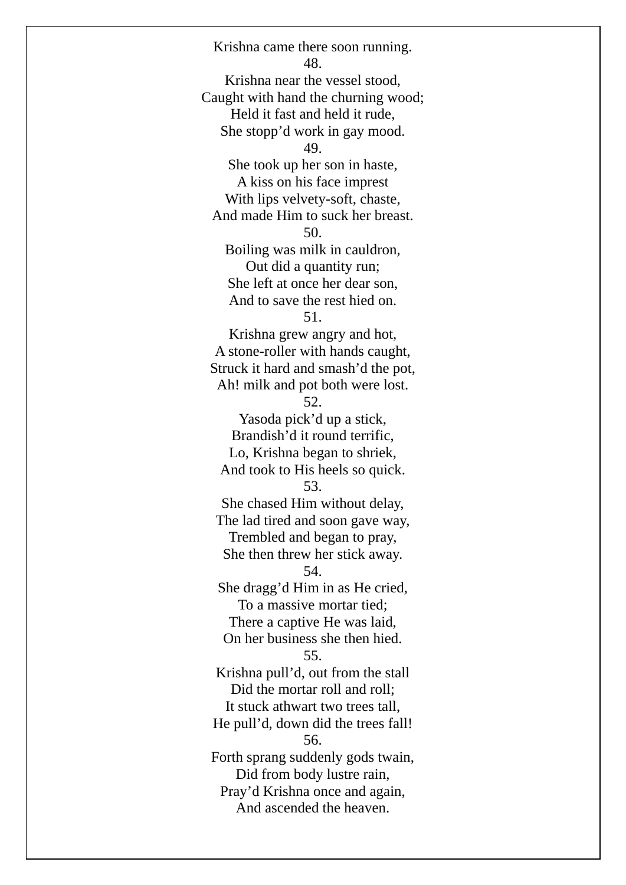Krishna came there soon running.

48.

Krishna near the vessel stood,
Caught with hand the churning wood;
Held it fast and held it rude,
She stopp'd work in gay mood.

49.

She took up her son in haste,
A kiss on his face imprest
With lips velvety-soft, chaste,
And made Him to suck her breast.

50.

Boiling was milk in cauldron,
Out did a quantity run;
She left at once her dear son,
And to save the rest hied on.

51.

Krishna grew angry and hot,
A stone-roller with hands caught,
Struck it hard and smash'd the pot,
Ah! milk and pot both were lost.

52.

Yasoda pick'd up a stick,
Brandish'd it round terrific,
Lo, Krishna began to shriek,
And took to His heels so quick.

53.

She chased Him without delay,
The lad tired and soon gave way,
Trembled and began to pray,
She then threw her stick away.

54.

She dragg'd Him in as He cried,
To a massive mortar tied;
There a captive He was laid,
On her business she then hied.

55.

Krishna pull'd, out from the stall
Did the mortar roll and roll;
It stuck athwart two trees tall,
He pull'd, down did the trees fall!

56.

Forth sprang suddenly gods twain,
Did from body lustre rain,
Pray'd Krishna once and again,
And ascended the heaven.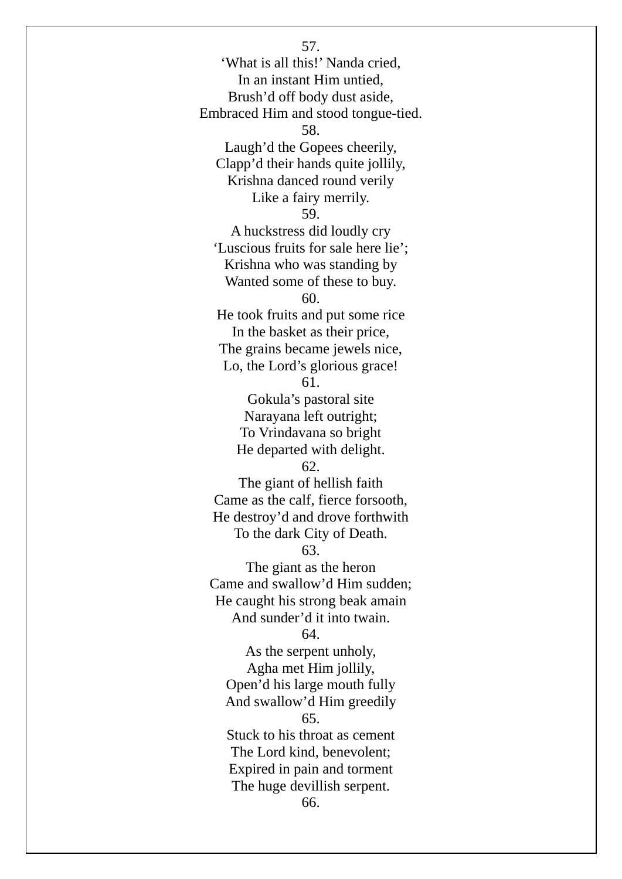57.
‘What is all this!’ Nanda cried,
In an instant Him untied,
Brush’d off body dust aside,
Embraced Him and stood tongue-tied.

58.
Laugh’d the Gopees cheerily,
Clapp’d their hands quite jollily,
Krishna danced round verily
Like a fairy merrily.

59.
A huckstress did loudly cry
‘Luscious fruits for sale here lie’;
Krishna who was standing by
Wanted some of these to buy.

60.
He took fruits and put some rice
In the basket as their price,
The grains became jewels nice,
Lo, the Lord’s glorious grace!

61.
Gokula’s pastoral site
Narayana left outright;
To Vrindavana so bright
He departed with delight.

62.
The giant of hellish faith
Came as the calf, fierce forsooth,
He destroy’d and drove forthwith
To the dark City of Death.

63.
The giant as the heron
Came and swallow’d Him sudden;
He caught his strong beak amain
And sunder’d it into twain.

64.
As the serpent unholy,
Agha met Him jollily,
Open’d his large mouth fully
And swallow’d Him greedily

65.
Stuck to his throat as cement
The Lord kind, benevolent;
Expired in pain and torment
The huge devillish serpent.

66.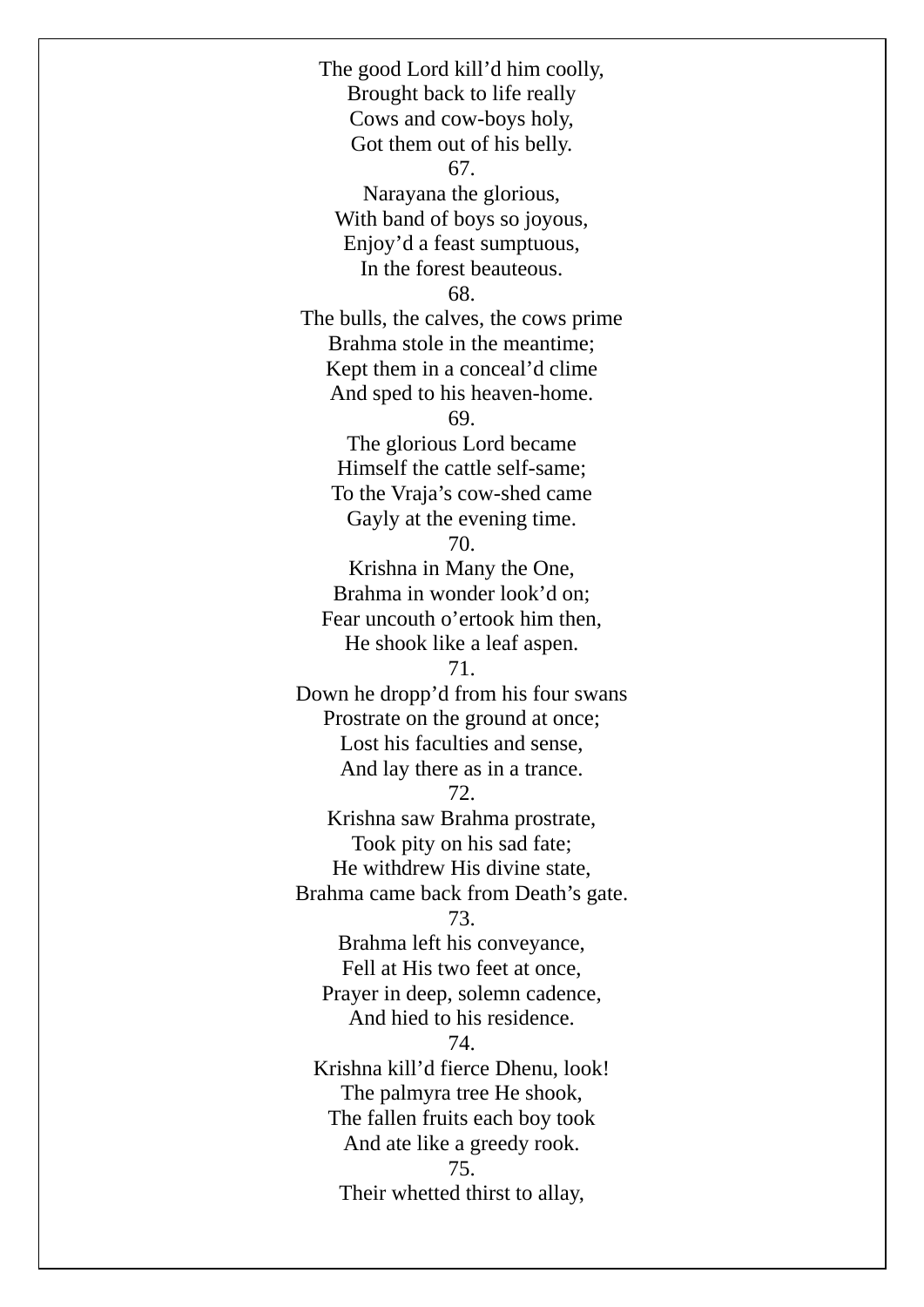The good Lord kill'd him coolly,
Brought back to life really
Cows and cow-boys holy,
Got them out of his belly.

67.

Narayana the glorious,
With band of boys so joyous,
Enjoy'd a feast sumptuous,
In the forest beauteous.

68.

The bulls, the calves, the cows prime
Brahma stole in the meantime;
Kept them in a conceal'd clime
And sped to his heaven-home.

69.

The glorious Lord became
Himself the cattle self-same;
To the Vraja's cow-shed came
Gayly at the evening time.

70.

Krishna in Many the One,
Brahma in wonder look'd on;
Fear uncouth o'ertook him then,
He shook like a leaf aspen.

71.

Down he dropp'd from his four swans
Prostrate on the ground at once;
Lost his faculties and sense,
And lay there as in a trance.

72.

Krishna saw Brahma prostrate,
Took pity on his sad fate;
He withdrew His divine state,
Brahma came back from Death's gate.

73.

Brahma left his conveyance,
Fell at His two feet at once,
Prayer in deep, solemn cadence,
And hied to his residence.

74.

Krishna kill'd fierce Dhenu, look!
The palmyra tree He shook,
The fallen fruits each boy took
And ate like a greedy rook.

75.

Their whetted thirst to allay,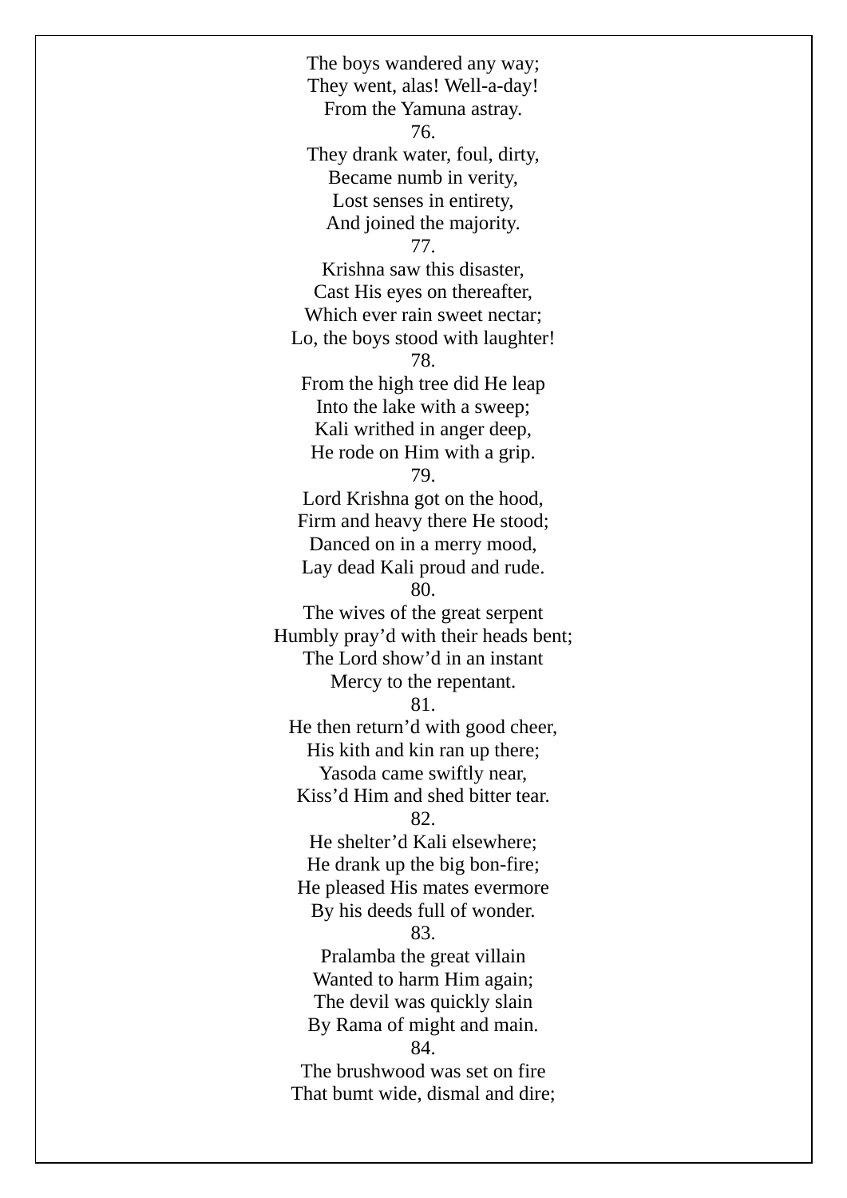The boys wandered any way;
They went, alas! Well-a-day!
From the Yamuna astray.

76.

They drank water, foul, dirty,
Became numb in verity,
Lost senses in entirety,
And joined the majority.

77.

Krishna saw this disaster,
Cast His eyes on thereafter,
Which ever rain sweet nectar;
Lo, the boys stood with laughter!

78.

From the high tree did He leap
Into the lake with a sweep;
Kali writhed in anger deep,
He rode on Him with a grip.

79.

Lord Krishna got on the hood,
Firm and heavy there He stood;
Danced on in a merry mood,
Lay dead Kali proud and rude.

80.

The wives of the great serpent
Humbly pray'd with their heads bent;
The Lord show'd in an instant
Mercy to the repentant.

81.

He then return'd with good cheer,
His kith and kin ran up there;
Yasoda came swiftly near,
Kiss'd Him and shed bitter tear.

82.

He shelter'd Kali elsewhere;
He drank up the big bon-fire;
He pleased His mates evermore
By his deeds full of wonder.

83.

Pralamba the great villain
Wanted to harm Him again;
The devil was quickly slain
By Rama of might and main.

84.

The brushwood was set on fire
That bumt wide, dismal and dire;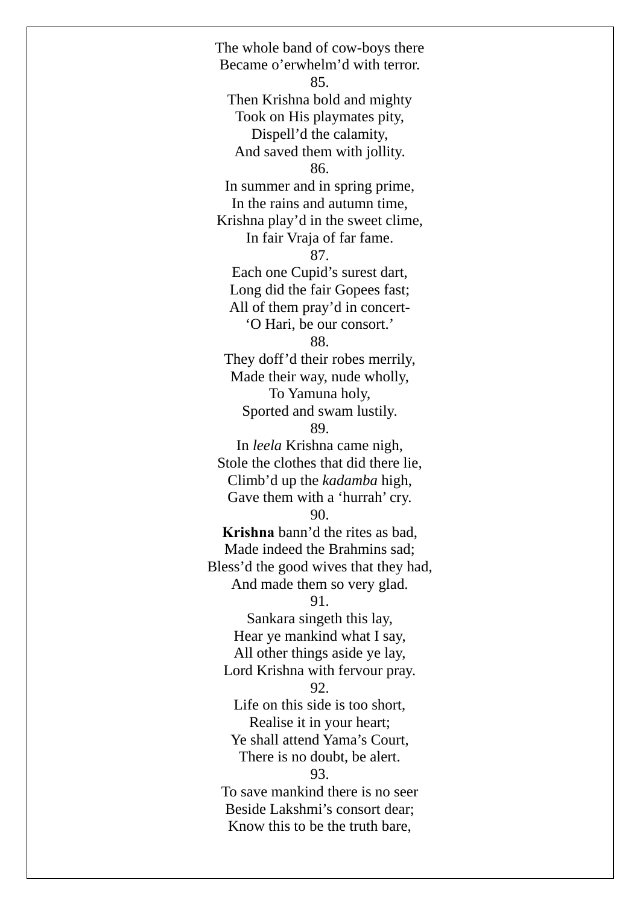The whole band of cow-boys there  
Became o'erwhelm'd with terror.

85.

Then Krishna bold and mighty  
Took on His playmates pity,  
Dispell'd the calamity,  
And saved them with jollity.

86.

In summer and in spring prime,  
In the rains and autumn time,  
Krishna play'd in the sweet clime,  
In fair Vraja of far fame.

87.

Each one Cupid's surest dart,  
Long did the fair Gopees fast;  
All of them pray'd in concert-  
'O Hari, be our consort.'

88.

They doff'd their robes merrily,  
Made their way, nude wholly,  
To Yamuna holy,  
Sported and swam lustily.

89.

In *leela* Krishna came nigh,  
Stole the clothes that did there lie,  
Climb'd up the *kadamba* high,  
Gave them with a 'hurrah' cry.

90.

**Krishna** bann'd the rites as bad,  
Made indeed the Brahmins sad;  
Bless'd the good wives that they had,  
And made them so very glad.

91.

Sankara singeth this lay,  
Hear ye mankind what I say,  
All other things aside ye lay,  
Lord Krishna with fervour pray.

92.

Life on this side is too short,  
Realise it in your heart;  
Ye shall attend Yama's Court,  
There is no doubt, be alert.

93.

To save mankind there is no seer  
Beside Lakshmi's consort dear;  
Know this to be the truth bare,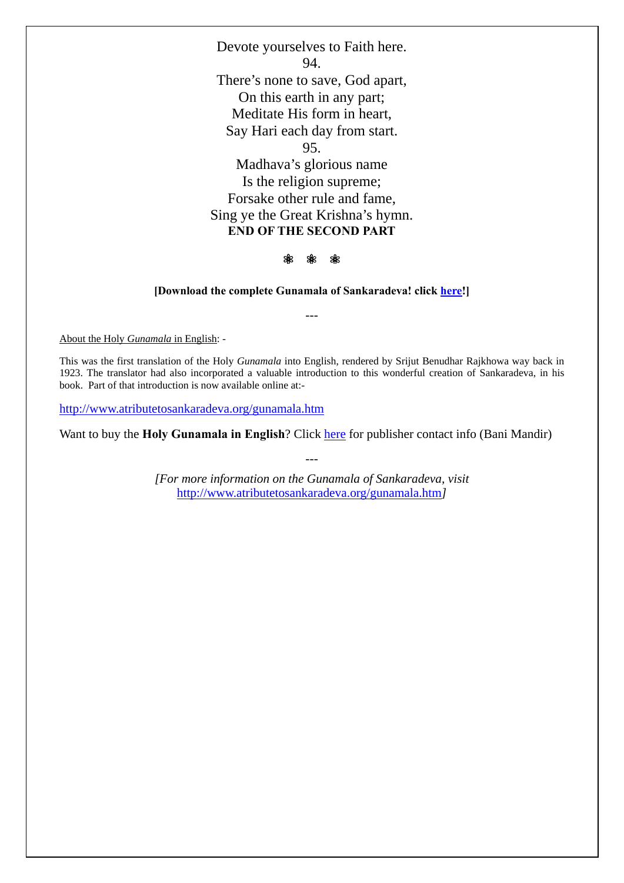Devote yourselves to Faith here.

94.

There's none to save, God apart,
On this earth in any part;
Meditate His form in heart,
Say Hari each day from start.

95.

Madhava's glorious name
Is the religion supreme;
Forsake other rule and fame,
Sing ye the Great Krishna's hymn.

**END OF THE SECOND PART**

❃ ❃ ❃

**[Download the complete Gunamala of Sankaradeva! click here!]**

---

About the Holy *Gunamala* in English: -

This was the first translation of the Holy *Gunamala* into English, rendered by Srijut Benudhar Rajkhowa way back in 1923. The translator had also incorporated a valuable introduction to this wonderful creation of Sankaradeva, in his book. Part of that introduction is now available online at:-

http://www.atributetosankaradeva.org/gunamala.htm

Want to buy the **Holy Gunamala in English**? Click here for publisher contact info (Bani Mandir)

---

*[For more information on the Gunamala of Sankaradeva, visit http://www.atributetosankaradeva.org/gunamala.htm]*